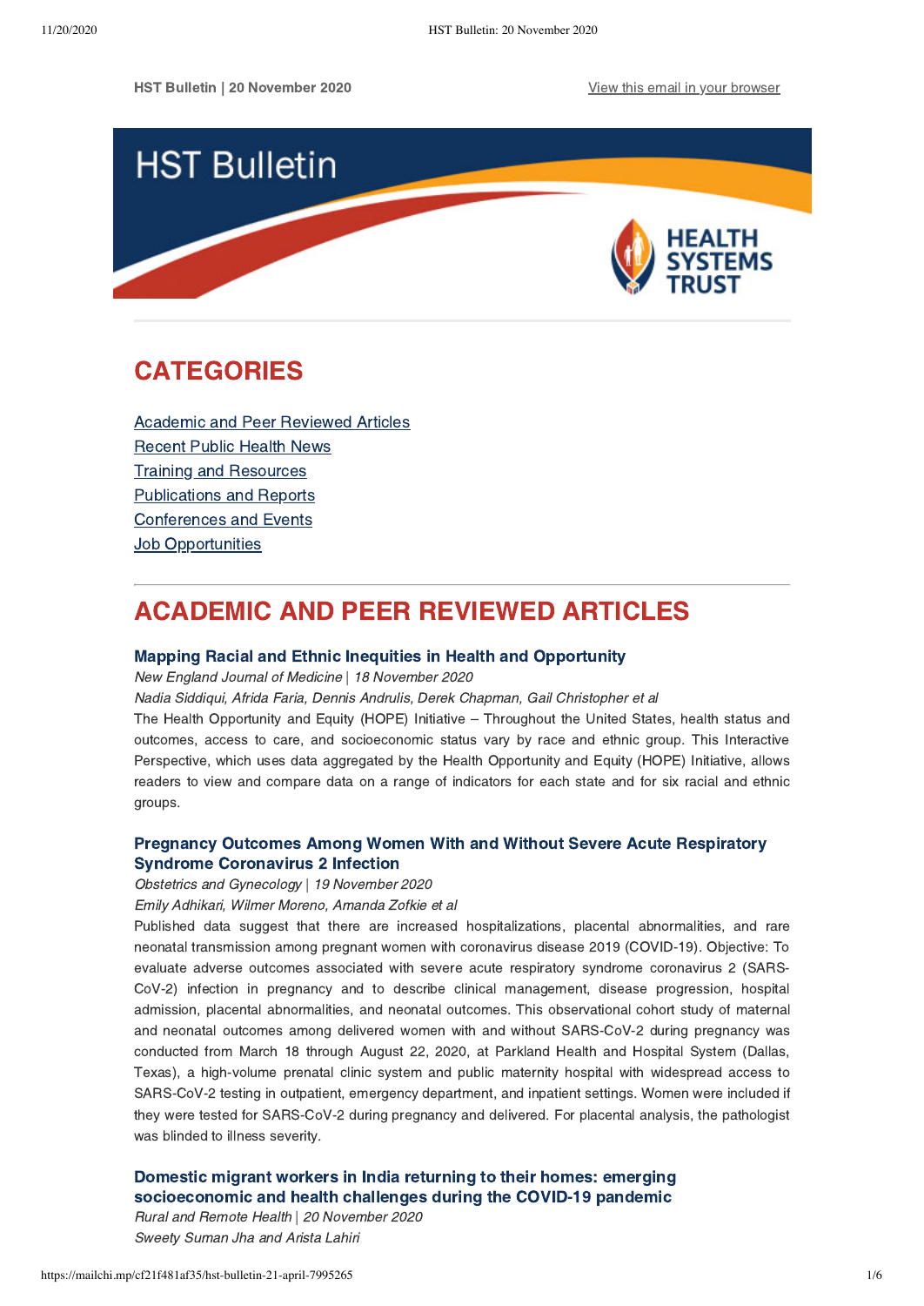HST Bulletin | 20 November 2020 View this email in your browser

# HST Bulletin

HEALTH SYSTEMS TRUST

## CATEGORIES

Academic and Peer Reviewed Articles
Recent Public Health News
Training and Resources
Publications and Reports
Conferences and Events
Job Opportunities

## ACADEMIC AND PEER REVIEWED ARTICLES

### Mapping Racial and Ethnic Inequities in Health and Opportunity

*New England Journal of Medicine | 18 November 2020*
*Nadia Siddiqui, Afrida Faria, Dennis Andrulis, Derek Chapman, Gail Christopher et al*

The Health Opportunity and Equity (HOPE) Initiative – Throughout the United States, health status and outcomes, access to care, and socioeconomic status vary by race and ethnic group. This Interactive Perspective, which uses data aggregated by the Health Opportunity and Equity (HOPE) Initiative, allows readers to view and compare data on a range of indicators for each state and for six racial and ethnic groups.

### Pregnancy Outcomes Among Women With and Without Severe Acute Respiratory Syndrome Coronavirus 2 Infection

*Obstetrics and Gynecology | 19 November 2020*
*Emily Adhikari, Wilmer Moreno, Amanda Zofkie et al*

Published data suggest that there are increased hospitalizations, placental abnormalities, and rare neonatal transmission among pregnant women with coronavirus disease 2019 (COVID-19). Objective: To evaluate adverse outcomes associated with severe acute respiratory syndrome coronavirus 2 (SARS-CoV-2) infection in pregnancy and to describe clinical management, disease progression, hospital admission, placental abnormalities, and neonatal outcomes. This observational cohort study of maternal and neonatal outcomes among delivered women with and without SARS-CoV-2 during pregnancy was conducted from March 18 through August 22, 2020, at Parkland Health and Hospital System (Dallas, Texas), a high-volume prenatal clinic system and public maternity hospital with widespread access to SARS-CoV-2 testing in outpatient, emergency department, and inpatient settings. Women were included if they were tested for SARS-CoV-2 during pregnancy and delivered. For placental analysis, the pathologist was blinded to illness severity.

### Domestic migrant workers in India returning to their homes: emerging socioeconomic and health challenges during the COVID-19 pandemic

*Rural and Remote Health | 20 November 2020*
*Sweety Suman Jha and Arista Lahiri*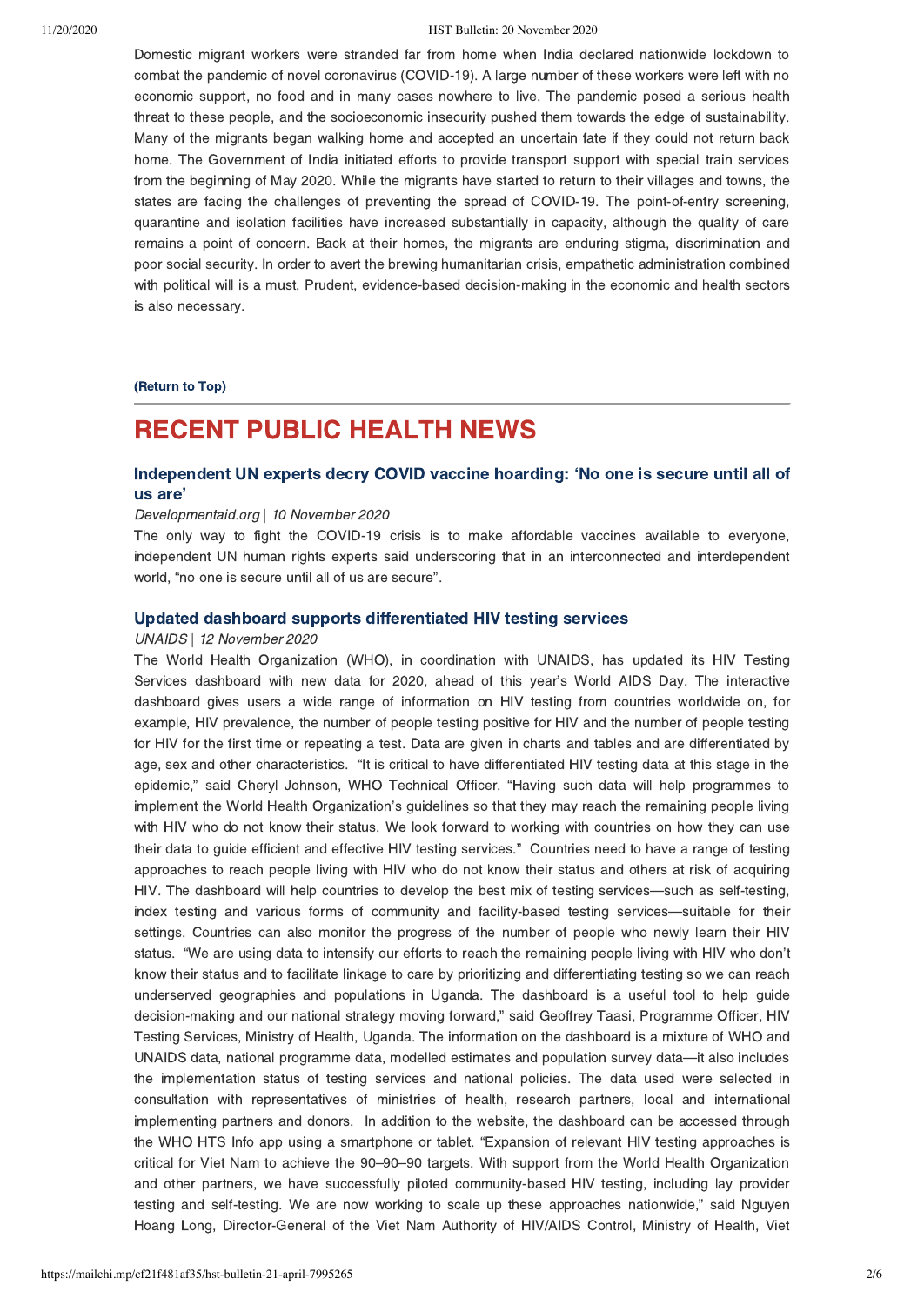Domestic migrant workers were stranded far from home when India declared nationwide lockdown to combat the pandemic of novel coronavirus (COVID-19). A large number of these workers were left with no economic support, no food and in many cases nowhere to live. The pandemic posed a serious health threat to these people, and the socioeconomic insecurity pushed them towards the edge of sustainability. Many of the migrants began walking home and accepted an uncertain fate if they could not return back home. The Government of India initiated efforts to provide transport support with special train services from the beginning of May 2020. While the migrants have started to return to their villages and towns, the states are facing the challenges of preventing the spread of COVID-19. The point-of-entry screening, quarantine and isolation facilities have increased substantially in capacity, although the quality of care remains a point of concern. Back at their homes, the migrants are enduring stigma, discrimination and poor social security. In order to avert the brewing humanitarian crisis, empathetic administration combined with political will is a must. Prudent, evidence-based decision-making in the economic and health sectors is also necessary.

**(Return to Top)**

# RECENT PUBLIC HEALTH NEWS

### Independent UN experts decry COVID vaccine hoarding: 'No one is secure until all of us are'

*Developmentaid.org | 10 November 2020*

The only way to fight the COVID-19 crisis is to make affordable vaccines available to everyone, independent UN human rights experts said underscoring that in an interconnected and interdependent world, "no one is secure until all of us are secure".

### Updated dashboard supports differentiated HIV testing services

*UNAIDS | 12 November 2020*

The World Health Organization (WHO), in coordination with UNAIDS, has updated its HIV Testing Services dashboard with new data for 2020, ahead of this year's World AIDS Day. The interactive dashboard gives users a wide range of information on HIV testing from countries worldwide on, for example, HIV prevalence, the number of people testing positive for HIV and the number of people testing for HIV for the first time or repeating a test. Data are given in charts and tables and are differentiated by age, sex and other characteristics. "It is critical to have differentiated HIV testing data at this stage in the epidemic," said Cheryl Johnson, WHO Technical Officer. "Having such data will help programmes to implement the World Health Organization's guidelines so that they may reach the remaining people living with HIV who do not know their status. We look forward to working with countries on how they can use their data to guide efficient and effective HIV testing services." Countries need to have a range of testing approaches to reach people living with HIV who do not know their status and others at risk of acquiring HIV. The dashboard will help countries to develop the best mix of testing services—such as self-testing, index testing and various forms of community and facility-based testing services—suitable for their settings. Countries can also monitor the progress of the number of people who newly learn their HIV status. "We are using data to intensify our efforts to reach the remaining people living with HIV who don't know their status and to facilitate linkage to care by prioritizing and differentiating testing so we can reach underserved geographies and populations in Uganda. The dashboard is a useful tool to help guide decision-making and our national strategy moving forward," said Geoffrey Taasi, Programme Officer, HIV Testing Services, Ministry of Health, Uganda. The information on the dashboard is a mixture of WHO and UNAIDS data, national programme data, modelled estimates and population survey data—it also includes the implementation status of testing services and national policies. The data used were selected in consultation with representatives of ministries of health, research partners, local and international implementing partners and donors. In addition to the website, the dashboard can be accessed through the WHO HTS Info app using a smartphone or tablet. "Expansion of relevant HIV testing approaches is critical for Viet Nam to achieve the 90–90–90 targets. With support from the World Health Organization and other partners, we have successfully piloted community-based HIV testing, including lay provider testing and self-testing. We are now working to scale up these approaches nationwide," said Nguyen Hoang Long, Director-General of the Viet Nam Authority of HIV/AIDS Control, Ministry of Health, Viet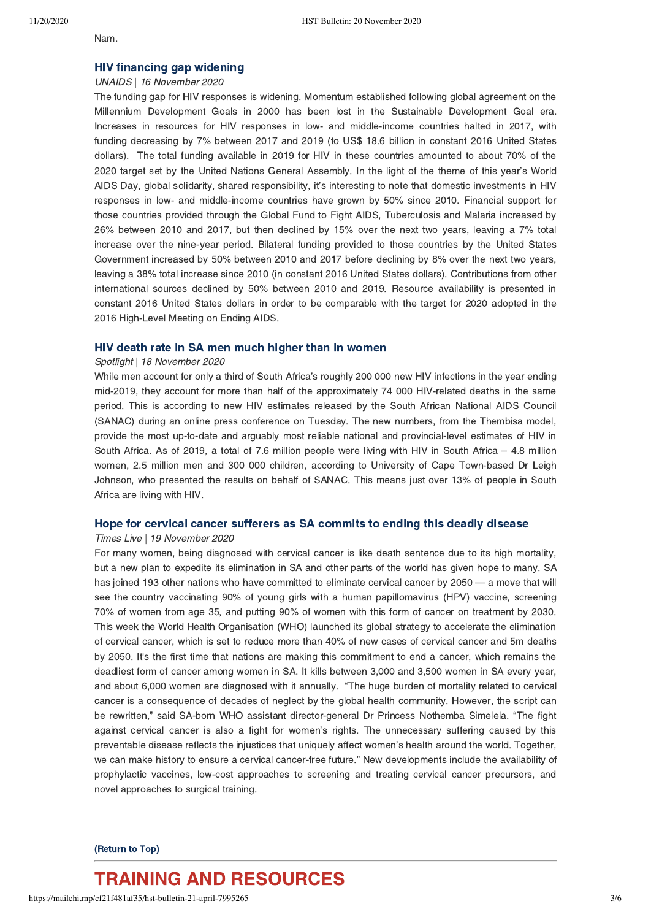Nam.

### HIV financing gap widening

*UNAIDS | 16 November 2020*

The funding gap for HIV responses is widening. Momentum established following global agreement on the Millennium Development Goals in 2000 has been lost in the Sustainable Development Goal era. Increases in resources for HIV responses in low- and middle-income countries halted in 2017, with funding decreasing by 7% between 2017 and 2019 (to US$ 18.6 billion in constant 2016 United States dollars). The total funding available in 2019 for HIV in these countries amounted to about 70% of the 2020 target set by the United Nations General Assembly. In the light of the theme of this year's World AIDS Day, global solidarity, shared responsibility, it's interesting to note that domestic investments in HIV responses in low- and middle-income countries have grown by 50% since 2010. Financial support for those countries provided through the Global Fund to Fight AIDS, Tuberculosis and Malaria increased by 26% between 2010 and 2017, but then declined by 15% over the next two years, leaving a 7% total increase over the nine-year period. Bilateral funding provided to those countries by the United States Government increased by 50% between 2010 and 2017 before declining by 8% over the next two years, leaving a 38% total increase since 2010 (in constant 2016 United States dollars). Contributions from other international sources declined by 50% between 2010 and 2019. Resource availability is presented in constant 2016 United States dollars in order to be comparable with the target for 2020 adopted in the 2016 High-Level Meeting on Ending AIDS.

### HIV death rate in SA men much higher than in women

*Spotlight | 18 November 2020*

While men account for only a third of South Africa's roughly 200 000 new HIV infections in the year ending mid-2019, they account for more than half of the approximately 74 000 HIV-related deaths in the same period. This is according to new HIV estimates released by the South African National AIDS Council (SANAC) during an online press conference on Tuesday. The new numbers, from the Thembisa model, provide the most up-to-date and arguably most reliable national and provincial-level estimates of HIV in South Africa. As of 2019, a total of 7.6 million people were living with HIV in South Africa – 4.8 million women, 2.5 million men and 300 000 children, according to University of Cape Town-based Dr Leigh Johnson, who presented the results on behalf of SANAC. This means just over 13% of people in South Africa are living with HIV.

### Hope for cervical cancer sufferers as SA commits to ending this deadly disease

*Times Live | 19 November 2020*

For many women, being diagnosed with cervical cancer is like death sentence due to its high mortality, but a new plan to expedite its elimination in SA and other parts of the world has given hope to many. SA has joined 193 other nations who have committed to eliminate cervical cancer by 2050 — a move that will see the country vaccinating 90% of young girls with a human papillomavirus (HPV) vaccine, screening 70% of women from age 35, and putting 90% of women with this form of cancer on treatment by 2030. This week the World Health Organisation (WHO) launched its global strategy to accelerate the elimination of cervical cancer, which is set to reduce more than 40% of new cases of cervical cancer and 5m deaths by 2050. It's the first time that nations are making this commitment to end a cancer, which remains the deadliest form of cancer among women in SA. It kills between 3,000 and 3,500 women in SA every year, and about 6,000 women are diagnosed with it annually. "The huge burden of mortality related to cervical cancer is a consequence of decades of neglect by the global health community. However, the script can be rewritten," said SA-born WHO assistant director-general Dr Princess Nothemba Simelela. "The fight against cervical cancer is also a fight for women's rights. The unnecessary suffering caused by this preventable disease reflects the injustices that uniquely affect women's health around the world. Together, we can make history to ensure a cervical cancer-free future." New developments include the availability of prophylactic vaccines, low-cost approaches to screening and treating cervical cancer precursors, and novel approaches to surgical training.

**(Return to Top)**

## TRAINING AND RESOURCES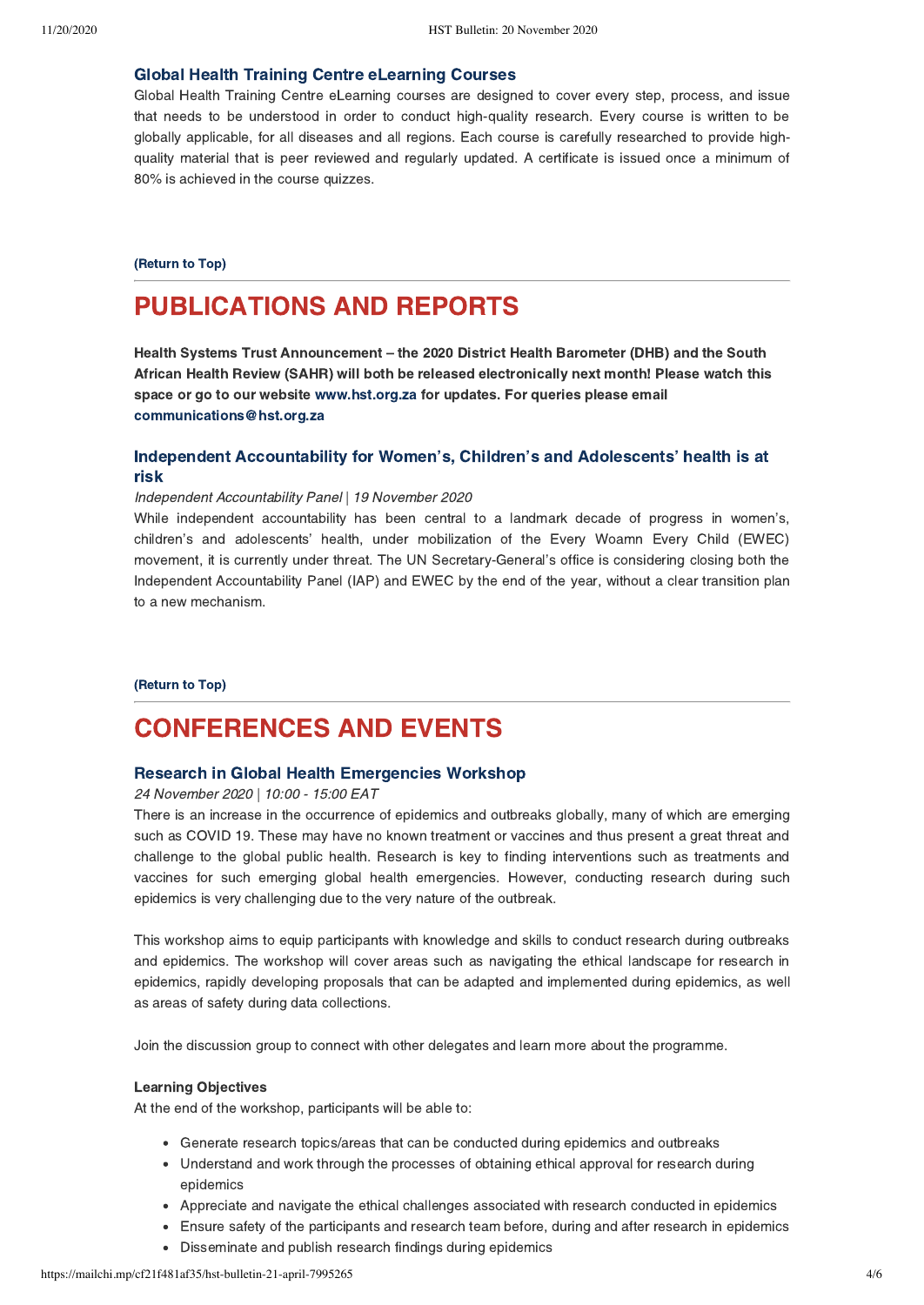### Global Health Training Centre eLearning Courses

Global Health Training Centre eLearning courses are designed to cover every step, process, and issue that needs to be understood in order to conduct high-quality research. Every course is written to be globally applicable, for all diseases and all regions. Each course is carefully researched to provide high-quality material that is peer reviewed and regularly updated. A certificate is issued once a minimum of 80% is achieved in the course quizzes.

**(Return to Top)**

---

# PUBLICATIONS AND REPORTS

**Health Systems Trust Announcement – the 2020 District Health Barometer (DHB) and the South African Health Review (SAHR) will both be released electronically next month! Please watch this space or go to our website www.hst.org.za for updates. For queries please email communications@hst.org.za**

### Independent Accountability for Women's, Children's and Adolescents' health is at risk

*Independent Accountability Panel | 19 November 2020*

While independent accountability has been central to a landmark decade of progress in women's, children's and adolescents' health, under mobilization of the Every Woamn Every Child (EWEC) movement, it is currently under threat. The UN Secretary-General's office is considering closing both the Independent Accountability Panel (IAP) and EWEC by the end of the year, without a clear transition plan to a new mechanism.

**(Return to Top)**

---

# CONFERENCES AND EVENTS

### Research in Global Health Emergencies Workshop

*24 November 2020 | 10:00 - 15:00 EAT*

There is an increase in the occurrence of epidemics and outbreaks globally, many of which are emerging such as COVID 19. These may have no known treatment or vaccines and thus present a great threat and challenge to the global public health. Research is key to finding interventions such as treatments and vaccines for such emerging global health emergencies. However, conducting research during such epidemics is very challenging due to the very nature of the outbreak.

This workshop aims to equip participants with knowledge and skills to conduct research during outbreaks and epidemics. The workshop will cover areas such as navigating the ethical landscape for research in epidemics, rapidly developing proposals that can be adapted and implemented during epidemics, as well as areas of safety during data collections.

Join the discussion group to connect with other delegates and learn more about the programme.

**Learning Objectives**

At the end of the workshop, participants will be able to:

- Generate research topics/areas that can be conducted during epidemics and outbreaks
- Understand and work through the processes of obtaining ethical approval for research during epidemics
- Appreciate and navigate the ethical challenges associated with research conducted in epidemics
- Ensure safety of the participants and research team before, during and after research in epidemics
- Disseminate and publish research findings during epidemics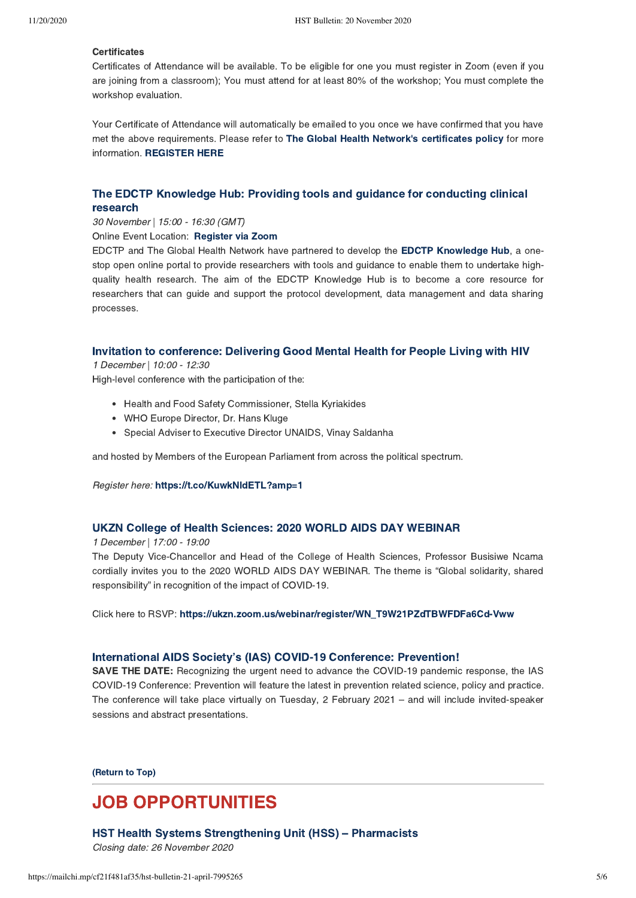**Certificates**

Certificates of Attendance will be available. To be eligible for one you must register in Zoom (even if you are joining from a classroom); You must attend for at least 80% of the workshop; You must complete the workshop evaluation.

Your Certificate of Attendance will automatically be emailed to you once we have confirmed that you have met the above requirements. Please refer to **The Global Health Network's certificates policy** for more information. **REGISTER HERE**

### The EDCTP Knowledge Hub: Providing tools and guidance for conducting clinical research

*30 November | 15:00 - 16:30 (GMT)*

Online Event Location: **Register via Zoom**

EDCTP and The Global Health Network have partnered to develop the **EDCTP Knowledge Hub**, a one-stop open online portal to provide researchers with tools and guidance to enable them to undertake high-quality health research. The aim of the EDCTP Knowledge Hub is to become a core resource for researchers that can guide and support the protocol development, data management and data sharing processes.

### Invitation to conference: Delivering Good Mental Health for People Living with HIV

*1 December | 10:00 - 12:30*

High-level conference with the participation of the:

- Health and Food Safety Commissioner, Stella Kyriakides
- WHO Europe Director, Dr. Hans Kluge
- Special Adviser to Executive Director UNAIDS, Vinay Saldanha

and hosted by Members of the European Parliament from across the political spectrum.

*Register here:* **https://t.co/KuwkNldETL?amp=1**

### UKZN College of Health Sciences: 2020 WORLD AIDS DAY WEBINAR

*1 December | 17:00 - 19:00*

The Deputy Vice-Chancellor and Head of the College of Health Sciences, Professor Busisiwe Ncama cordially invites you to the 2020 WORLD AIDS DAY WEBINAR. The theme is “Global solidarity, shared responsibility” in recognition of the impact of COVID-19.

Click here to RSVP: **https://ukzn.zoom.us/webinar/register/WN_T9W21PZdTBWFDFa6Cd-Vww**

### International AIDS Society’s (IAS) COVID-19 Conference: Prevention!

**SAVE THE DATE:** Recognizing the urgent need to advance the COVID-19 pandemic response, the IAS COVID-19 Conference: Prevention will feature the latest in prevention related science, policy and practice. The conference will take place virtually on Tuesday, 2 February 2021 – and will include invited-speaker sessions and abstract presentations.

**(Return to Top)**

---

# JOB OPPORTUNITIES

### HST Health Systems Strengthening Unit (HSS) – Pharmacists

*Closing date: 26 November 2020*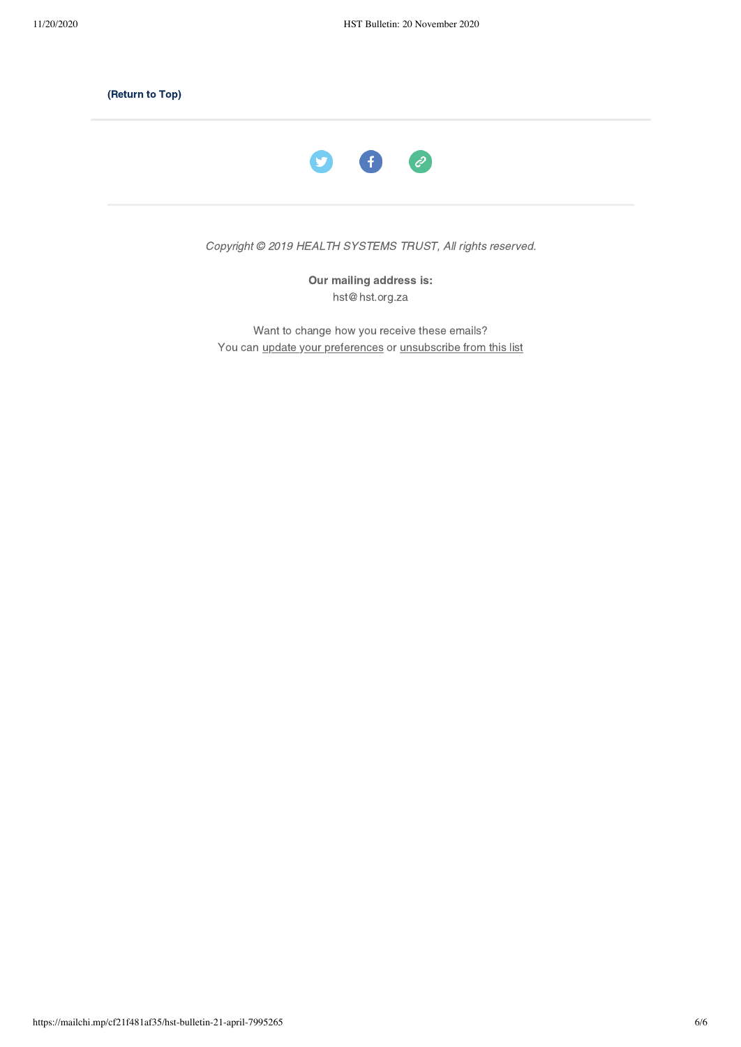**(Return to Top)**

*Copyright © 2019 HEALTH SYSTEMS TRUST, All rights reserved.*

**Our mailing address is:**
hst@hst.org.za

Want to change how you receive these emails?
You can update your preferences or unsubscribe from this list